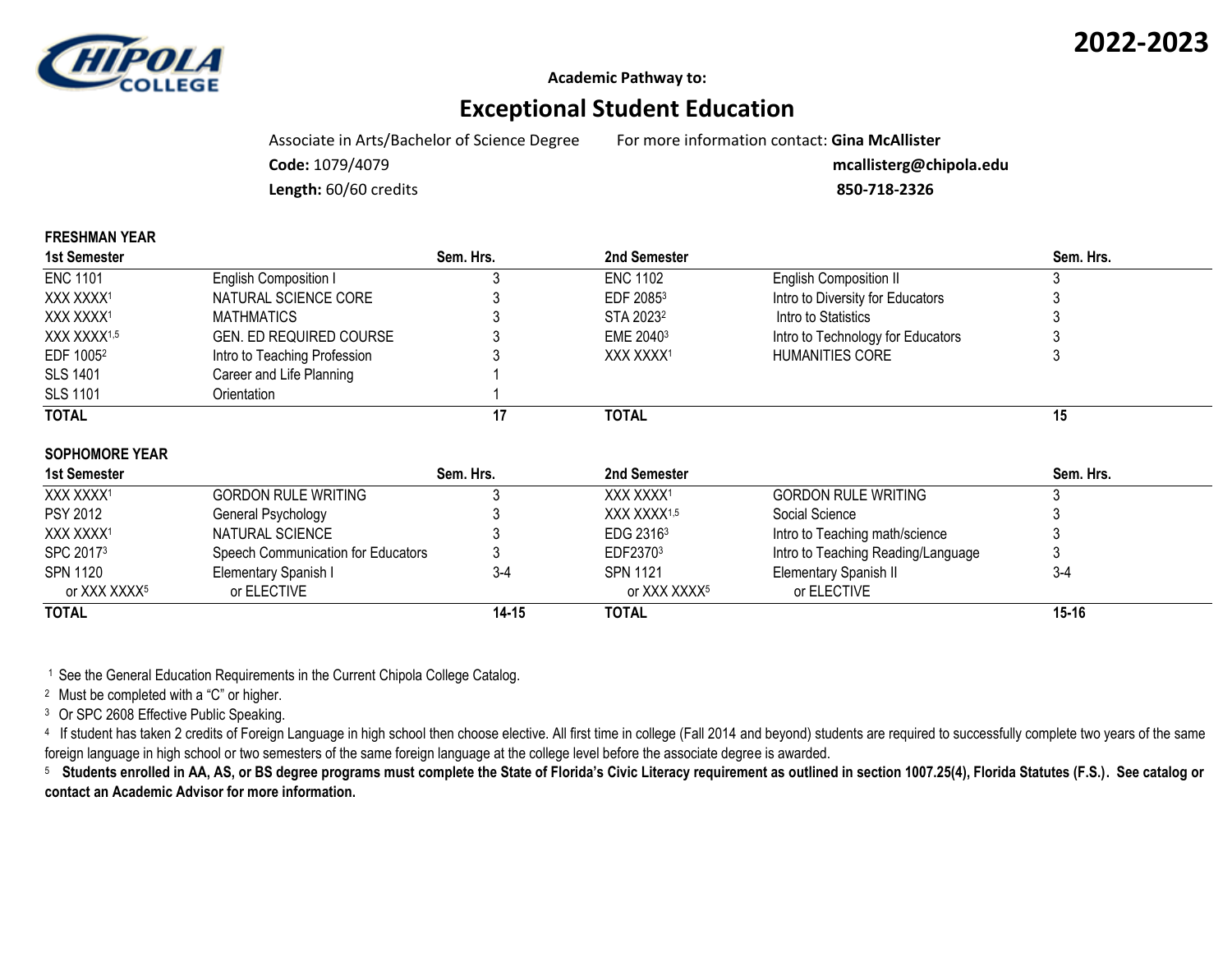**2022-2023**

**Academic Pathway to:**

# Exceptional Student Education

Associate in Arts/Bachelor of Science Degree
**Code:** 1079/4079
**Length:** 60/60 credits

For more information contact: **Gina McAllister**
**mcallisterg@chipola.edu**
**850-718-2326**

**FRESHMAN YEAR**

| **1st Semester** | | **Sem. Hrs.** | **2nd Semester** | | **Sem. Hrs.** |
|---|---|---|---|---|---|
| ENC 1101 | English Composition I | 3 | ENC 1102 | English Composition II | 3 |
| XXX XXXX[1] | NATURAL SCIENCE CORE | 3 | EDF 2085[3] | Intro to Diversity for Educators | 3 |
| XXX XXXX[1] | MATHMATICS | 3 | STA 2023[2] | Intro to Statistics | 3 |
| XXX XXXX[1,5] | GEN. ED REQUIRED COURSE | 3 | EME 2040[3] | Intro to Technology for Educators | 3 |
| EDF 1005[2] | Intro to Teaching Profession | 3 | XXX XXXX[1] | HUMANITIES CORE | 3 |
| SLS 1401 | Career and Life Planning | 1 | | | |
| SLS 1101 | Orientation | 1 | | | |
| **TOTAL** | | **17** | **TOTAL** | | **15** |

**SOPHOMORE YEAR**

| **1st Semester** | | **Sem. Hrs.** | **2nd Semester** | | **Sem. Hrs.** |
|---|---|---|---|---|---|
| XXX XXXX[1] | GORDON RULE WRITING | 3 | XXX XXXX[1] | GORDON RULE WRITING | 3 |
| PSY 2012 | General Psychology | 3 | XXX XXXX[1,5] | Social Science | 3 |
| XXX XXXX[1] | NATURAL SCIENCE | 3 | EDG 2316[3] | Intro to Teaching math/science | 3 |
| SPC 2017[3] | Speech Communication for Educators | 3 | EDF2370[3] | Intro to Teaching Reading/Language | 3 |
| SPN 1120 or XXX XXXX[5] | Elementary Spanish I or ELECTIVE | 3-4 | SPN 1121 or XXX XXXX[5] | Elementary Spanish II or ELECTIVE | 3-4 |
| **TOTAL** | | **14-15** | **TOTAL** | | **15-16** |

[1] See the General Education Requirements in the Current Chipola College Catalog.

[2] Must be completed with a "C" or higher.

[3] Or SPC 2608 Effective Public Speaking.

[4] If student has taken 2 credits of Foreign Language in high school then choose elective. All first time in college (Fall 2014 and beyond) students are required to successfully complete two years of the same foreign language in high school or two semesters of the same foreign language at the college level before the associate degree is awarded.

[5] **Students enrolled in AA, AS, or BS degree programs must complete the State of Florida's Civic Literacy requirement as outlined in section 1007.25(4), Florida Statutes (F.S.). See catalog or contact an Academic Advisor for more information.**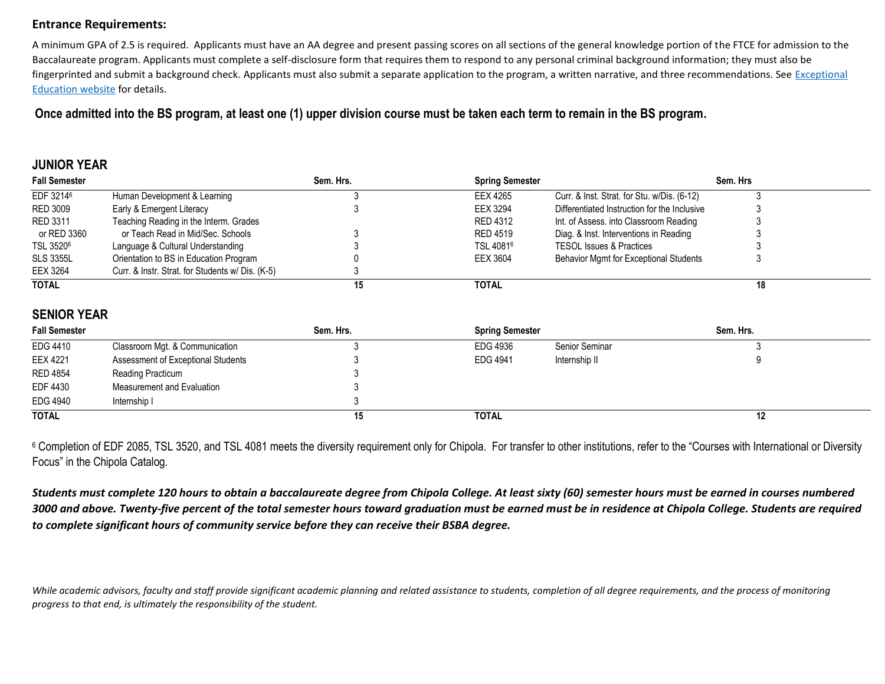**Entrance Requirements:**

A minimum GPA of 2.5 is required. Applicants must have an AA degree and present passing scores on all sections of the general knowledge portion of the FTCE for admission to the Baccalaureate program. Applicants must complete a self-disclosure form that requires them to respond to any personal criminal background information; they must also be fingerprinted and submit a background check. Applicants must also submit a separate application to the program, a written narrative, and three recommendations. See Exceptional Education website for details.

**Once admitted into the BS program, at least one (1) upper division course must be taken each term to remain in the BS program.**

## JUNIOR YEAR

| Fall Semester | | Sem. Hrs. | Spring Semester | | Sem. Hrs |
|---|---|---|---|---|---|
| EDF 3214[6] | Human Development & Learning | 3 | EEX 4265 | Curr. & Inst. Strat. for Stu. w/Dis. (6-12) | 3 |
| RED 3009 | Early & Emergent Literacy | 3 | EEX 3294 | Differentiated Instruction for the Inclusive | 3 |
| RED 3311 | Teaching Reading in the Interm. Grades | | RED 4312 | Int. of Assess. into Classroom Reading | 3 |
| or RED 3360 | or Teach Read in Mid/Sec. Schools | 3 | RED 4519 | Diag. & Inst. Interventions in Reading | 3 |
| TSL 3520[6] | Language & Cultural Understanding | 3 | TSL 4081[6] | TESOL Issues & Practices | 3 |
| SLS 3355L | Orientation to BS in Education Program | 0 | EEX 3604 | Behavior Mgmt for Exceptional Students | 3 |
| EEX 3264 | Curr. & Instr. Strat. for Students w/ Dis. (K-5) | 3 | | | |
| **TOTAL** | | **15** | **TOTAL** | | **18** |

## SENIOR YEAR

| Fall Semester | | Sem. Hrs. | Spring Semester | | Sem. Hrs. |
|---|---|---|---|---|---|
| EDG 4410 | Classroom Mgt. & Communication | 3 | EDG 4936 | Senior Seminar | 3 |
| EEX 4221 | Assessment of Exceptional Students | 3 | EDG 4941 | Internship II | 9 |
| RED 4854 | Reading Practicum | 3 | | | |
| EDF 4430 | Measurement and Evaluation | 3 | | | |
| EDG 4940 | Internship I | 3 | | | |
| **TOTAL** | | **15** | **TOTAL** | | **12** |

[6] Completion of EDF 2085, TSL 3520, and TSL 4081 meets the diversity requirement only for Chipola. For transfer to other institutions, refer to the "Courses with International or Diversity Focus" in the Chipola Catalog.

***Students must complete 120 hours to obtain a baccalaureate degree from Chipola College. At least sixty (60) semester hours must be earned in courses numbered 3000 and above. Twenty-five percent of the total semester hours toward graduation must be earned must be in residence at Chipola College. Students are required to complete significant hours of community service before they can receive their BSBA degree.***

*While academic advisors, faculty and staff provide significant academic planning and related assistance to students, completion of all degree requirements, and the process of monitoring progress to that end, is ultimately the responsibility of the student.*